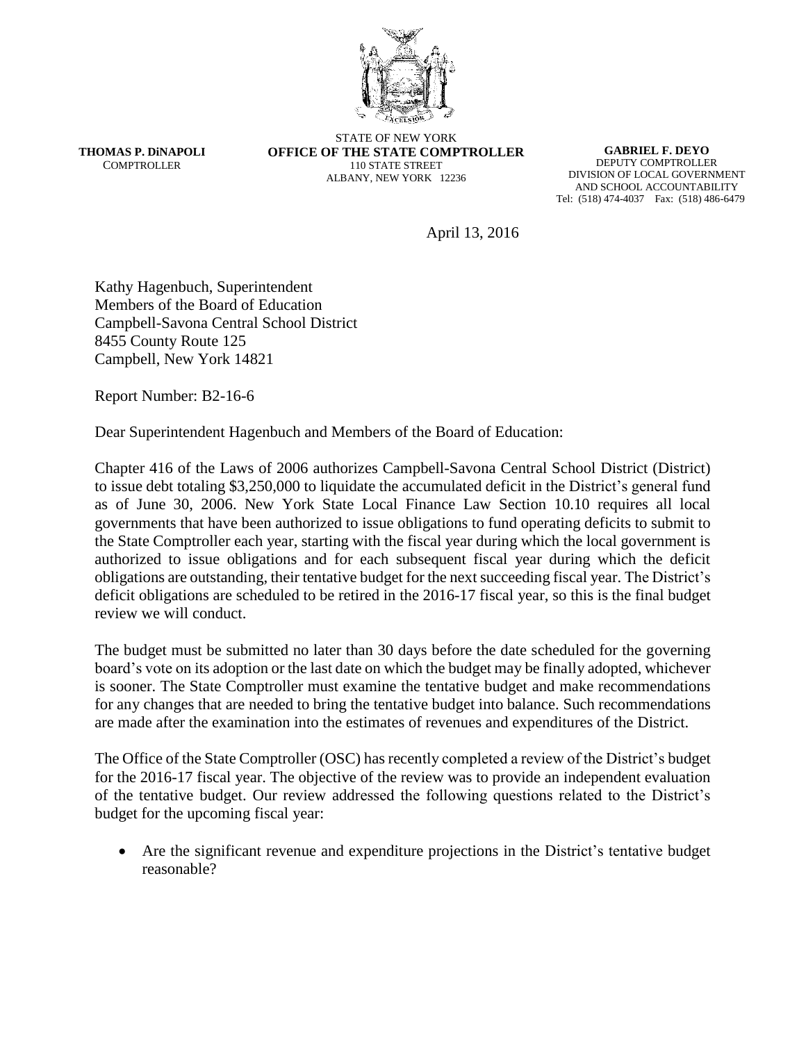**THOMAS P. DiNAPOLI**
COMPTROLLER

STATE OF NEW YORK
**OFFICE OF THE STATE COMPTROLLER**
110 STATE STREET
ALBANY, NEW YORK 12236

**GABRIEL F. DEYO**
DEPUTY COMPTROLLER
DIVISION OF LOCAL GOVERNMENT
AND SCHOOL ACCOUNTABILITY
Tel: (518) 474-4037 Fax: (518) 486-6479

April 13, 2016

Kathy Hagenbuch, Superintendent
Members of the Board of Education
Campbell-Savona Central School District
8455 County Route 125
Campbell, New York 14821

Report Number: B2-16-6

Dear Superintendent Hagenbuch and Members of the Board of Education:

Chapter 416 of the Laws of 2006 authorizes Campbell-Savona Central School District (District) to issue debt totaling $3,250,000 to liquidate the accumulated deficit in the District's general fund as of June 30, 2006. New York State Local Finance Law Section 10.10 requires all local governments that have been authorized to issue obligations to fund operating deficits to submit to the State Comptroller each year, starting with the fiscal year during which the local government is authorized to issue obligations and for each subsequent fiscal year during which the deficit obligations are outstanding, their tentative budget for the next succeeding fiscal year. The District's deficit obligations are scheduled to be retired in the 2016-17 fiscal year, so this is the final budget review we will conduct.

The budget must be submitted no later than 30 days before the date scheduled for the governing board's vote on its adoption or the last date on which the budget may be finally adopted, whichever is sooner. The State Comptroller must examine the tentative budget and make recommendations for any changes that are needed to bring the tentative budget into balance. Such recommendations are made after the examination into the estimates of revenues and expenditures of the District.

The Office of the State Comptroller (OSC) has recently completed a review of the District's budget for the 2016-17 fiscal year. The objective of the review was to provide an independent evaluation of the tentative budget. Our review addressed the following questions related to the District's budget for the upcoming fiscal year:

- Are the significant revenue and expenditure projections in the District's tentative budget reasonable?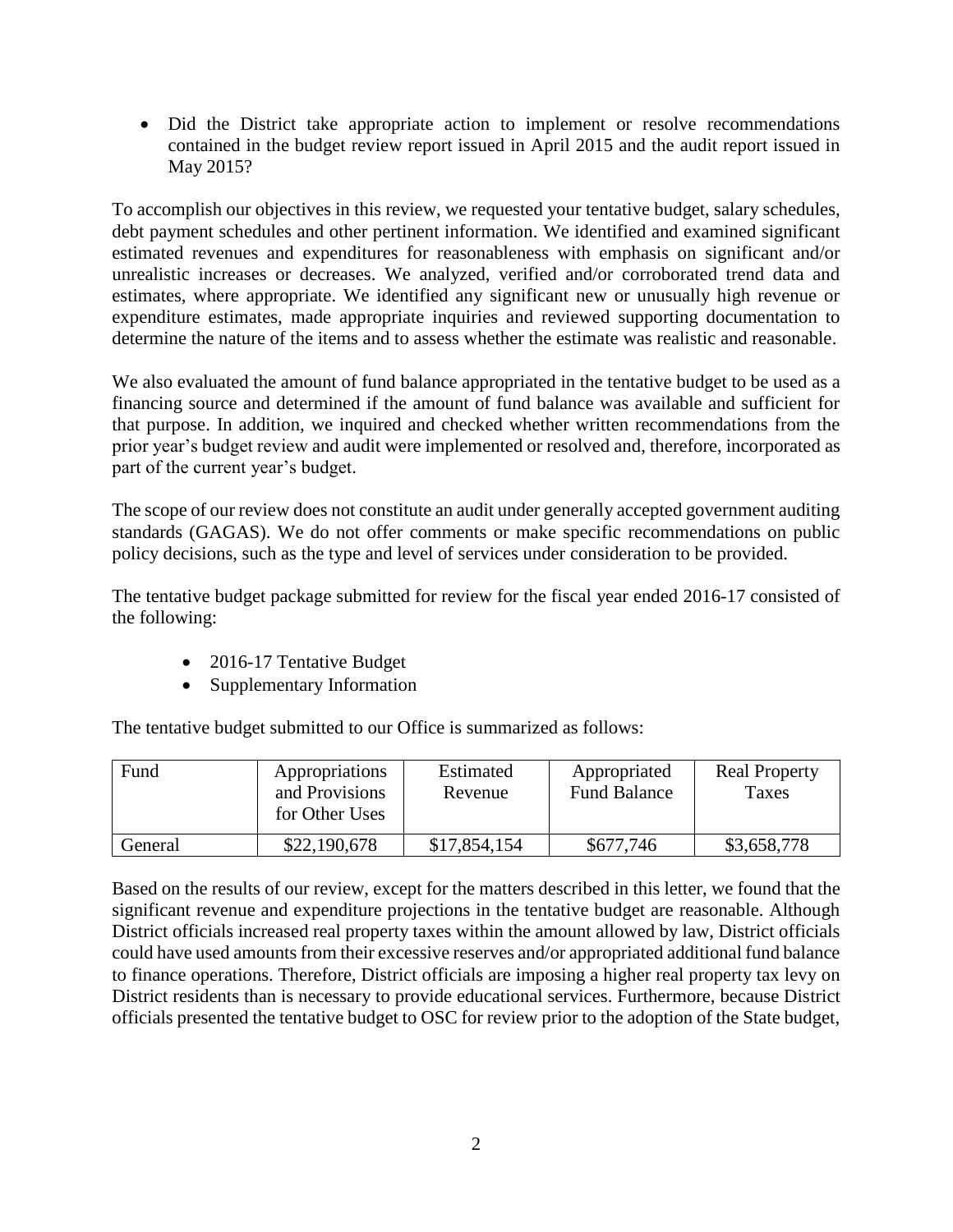- Did the District take appropriate action to implement or resolve recommendations contained in the budget review report issued in April 2015 and the audit report issued in May 2015?

To accomplish our objectives in this review, we requested your tentative budget, salary schedules, debt payment schedules and other pertinent information. We identified and examined significant estimated revenues and expenditures for reasonableness with emphasis on significant and/or unrealistic increases or decreases. We analyzed, verified and/or corroborated trend data and estimates, where appropriate. We identified any significant new or unusually high revenue or expenditure estimates, made appropriate inquiries and reviewed supporting documentation to determine the nature of the items and to assess whether the estimate was realistic and reasonable.

We also evaluated the amount of fund balance appropriated in the tentative budget to be used as a financing source and determined if the amount of fund balance was available and sufficient for that purpose. In addition, we inquired and checked whether written recommendations from the prior year's budget review and audit were implemented or resolved and, therefore, incorporated as part of the current year's budget.

The scope of our review does not constitute an audit under generally accepted government auditing standards (GAGAS). We do not offer comments or make specific recommendations on public policy decisions, such as the type and level of services under consideration to be provided.

The tentative budget package submitted for review for the fiscal year ended 2016-17 consisted of the following:

- 2016-17 Tentative Budget
- Supplementary Information

The tentative budget submitted to our Office is summarized as follows:

| Fund | Appropriations and Provisions for Other Uses | Estimated Revenue | Appropriated Fund Balance | Real Property Taxes |
|---|---|---|---|---|
| General | $22,190,678 | $17,854,154 | $677,746 | $3,658,778 |

Based on the results of our review, except for the matters described in this letter, we found that the significant revenue and expenditure projections in the tentative budget are reasonable. Although District officials increased real property taxes within the amount allowed by law, District officials could have used amounts from their excessive reserves and/or appropriated additional fund balance to finance operations. Therefore, District officials are imposing a higher real property tax levy on District residents than is necessary to provide educational services. Furthermore, because District officials presented the tentative budget to OSC for review prior to the adoption of the State budget,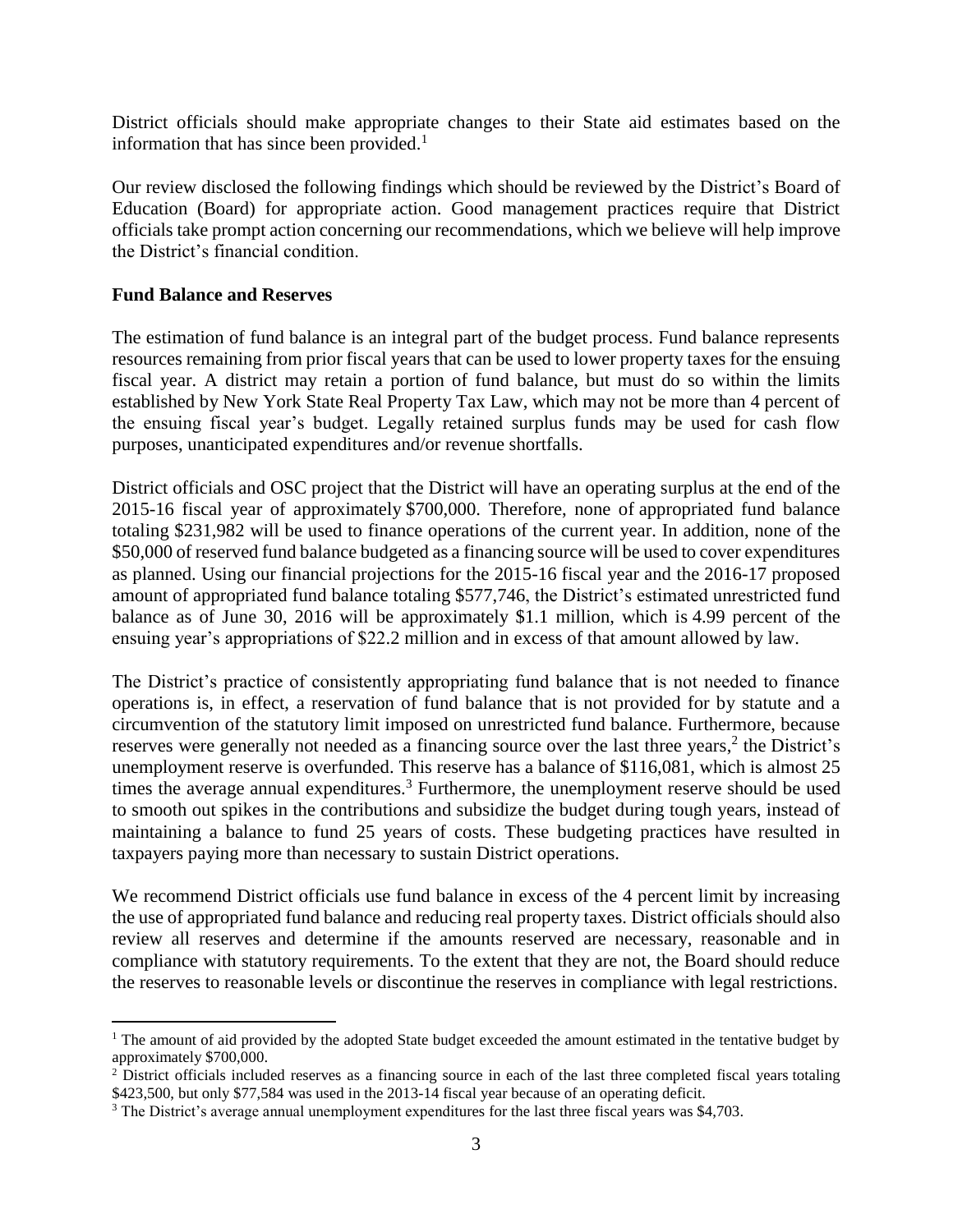District officials should make appropriate changes to their State aid estimates based on the information that has since been provided.[1]

Our review disclosed the following findings which should be reviewed by the District's Board of Education (Board) for appropriate action. Good management practices require that District officials take prompt action concerning our recommendations, which we believe will help improve the District's financial condition.

**Fund Balance and Reserves**

The estimation of fund balance is an integral part of the budget process. Fund balance represents resources remaining from prior fiscal years that can be used to lower property taxes for the ensuing fiscal year. A district may retain a portion of fund balance, but must do so within the limits established by New York State Real Property Tax Law, which may not be more than 4 percent of the ensuing fiscal year's budget. Legally retained surplus funds may be used for cash flow purposes, unanticipated expenditures and/or revenue shortfalls.

District officials and OSC project that the District will have an operating surplus at the end of the 2015-16 fiscal year of approximately $700,000. Therefore, none of appropriated fund balance totaling $231,982 will be used to finance operations of the current year. In addition, none of the $50,000 of reserved fund balance budgeted as a financing source will be used to cover expenditures as planned. Using our financial projections for the 2015-16 fiscal year and the 2016-17 proposed amount of appropriated fund balance totaling $577,746, the District's estimated unrestricted fund balance as of June 30, 2016 will be approximately $1.1 million, which is 4.99 percent of the ensuing year's appropriations of $22.2 million and in excess of that amount allowed by law.

The District's practice of consistently appropriating fund balance that is not needed to finance operations is, in effect, a reservation of fund balance that is not provided for by statute and a circumvention of the statutory limit imposed on unrestricted fund balance. Furthermore, because reserves were generally not needed as a financing source over the last three years,[2] the District's unemployment reserve is overfunded. This reserve has a balance of $116,081, which is almost 25 times the average annual expenditures.[3] Furthermore, the unemployment reserve should be used to smooth out spikes in the contributions and subsidize the budget during tough years, instead of maintaining a balance to fund 25 years of costs. These budgeting practices have resulted in taxpayers paying more than necessary to sustain District operations.

We recommend District officials use fund balance in excess of the 4 percent limit by increasing the use of appropriated fund balance and reducing real property taxes. District officials should also review all reserves and determine if the amounts reserved are necessary, reasonable and in compliance with statutory requirements. To the extent that they are not, the Board should reduce the reserves to reasonable levels or discontinue the reserves in compliance with legal restrictions.

---

[1] The amount of aid provided by the adopted State budget exceeded the amount estimated in the tentative budget by approximately $700,000.

[2] District officials included reserves as a financing source in each of the last three completed fiscal years totaling $423,500, but only $77,584 was used in the 2013-14 fiscal year because of an operating deficit.

[3] The District's average annual unemployment expenditures for the last three fiscal years was $4,703.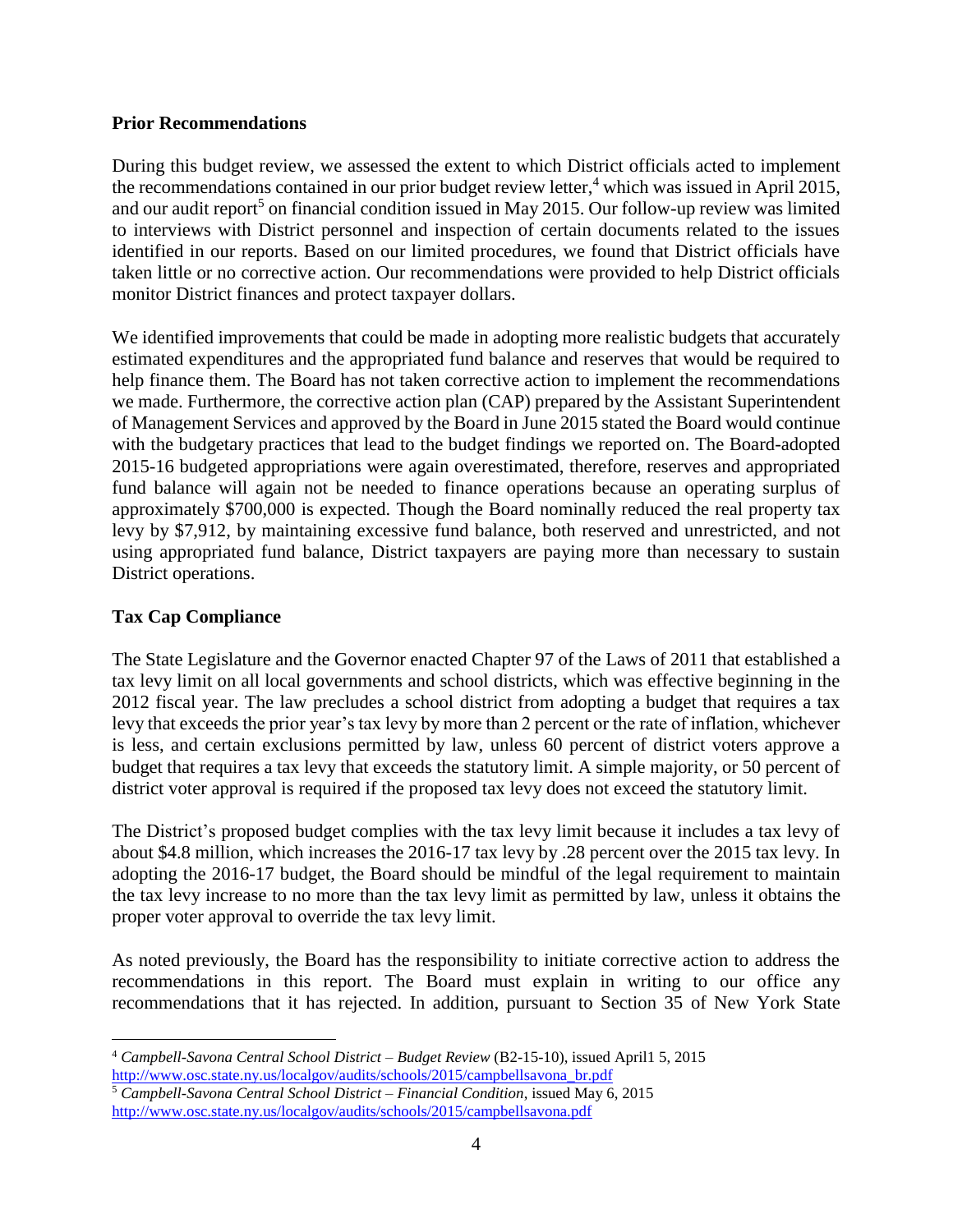**Prior Recommendations**

During this budget review, we assessed the extent to which District officials acted to implement the recommendations contained in our prior budget review letter,[4] which was issued in April 2015, and our audit report[5] on financial condition issued in May 2015. Our follow-up review was limited to interviews with District personnel and inspection of certain documents related to the issues identified in our reports. Based on our limited procedures, we found that District officials have taken little or no corrective action. Our recommendations were provided to help District officials monitor District finances and protect taxpayer dollars.

We identified improvements that could be made in adopting more realistic budgets that accurately estimated expenditures and the appropriated fund balance and reserves that would be required to help finance them. The Board has not taken corrective action to implement the recommendations we made. Furthermore, the corrective action plan (CAP) prepared by the Assistant Superintendent of Management Services and approved by the Board in June 2015 stated the Board would continue with the budgetary practices that lead to the budget findings we reported on. The Board-adopted 2015-16 budgeted appropriations were again overestimated, therefore, reserves and appropriated fund balance will again not be needed to finance operations because an operating surplus of approximately $700,000 is expected. Though the Board nominally reduced the real property tax levy by $7,912, by maintaining excessive fund balance, both reserved and unrestricted, and not using appropriated fund balance, District taxpayers are paying more than necessary to sustain District operations.

**Tax Cap Compliance**

The State Legislature and the Governor enacted Chapter 97 of the Laws of 2011 that established a tax levy limit on all local governments and school districts, which was effective beginning in the 2012 fiscal year. The law precludes a school district from adopting a budget that requires a tax levy that exceeds the prior year's tax levy by more than 2 percent or the rate of inflation, whichever is less, and certain exclusions permitted by law, unless 60 percent of district voters approve a budget that requires a tax levy that exceeds the statutory limit. A simple majority, or 50 percent of district voter approval is required if the proposed tax levy does not exceed the statutory limit.

The District's proposed budget complies with the tax levy limit because it includes a tax levy of about $4.8 million, which increases the 2016-17 tax levy by .28 percent over the 2015 tax levy. In adopting the 2016-17 budget, the Board should be mindful of the legal requirement to maintain the tax levy increase to no more than the tax levy limit as permitted by law, unless it obtains the proper voter approval to override the tax levy limit.

As noted previously, the Board has the responsibility to initiate corrective action to address the recommendations in this report. The Board must explain in writing to our office any recommendations that it has rejected. In addition, pursuant to Section 35 of New York State

---

[4] *Campbell-Savona Central School District – Budget Review* (B2-15-10), issued April1 5, 2015 http://www.osc.state.ny.us/localgov/audits/schools/2015/campbellsavona_br.pdf

[5] *Campbell-Savona Central School District – Financial Condition,* issued May 6, 2015 http://www.osc.state.ny.us/localgov/audits/schools/2015/campbellsavona.pdf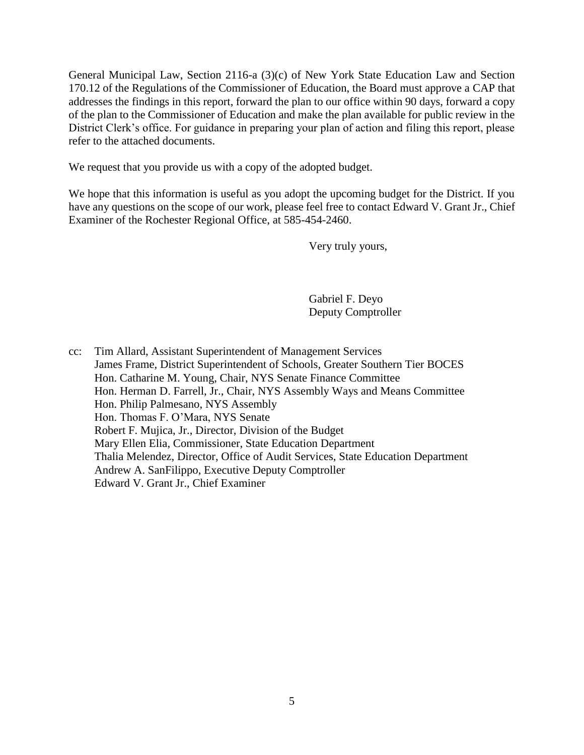General Municipal Law, Section 2116-a (3)(c) of New York State Education Law and Section 170.12 of the Regulations of the Commissioner of Education, the Board must approve a CAP that addresses the findings in this report, forward the plan to our office within 90 days, forward a copy of the plan to the Commissioner of Education and make the plan available for public review in the District Clerk's office. For guidance in preparing your plan of action and filing this report, please refer to the attached documents.

We request that you provide us with a copy of the adopted budget.

We hope that this information is useful as you adopt the upcoming budget for the District. If you have any questions on the scope of our work, please feel free to contact Edward V. Grant Jr., Chief Examiner of the Rochester Regional Office, at 585-454-2460.

Very truly yours,

Gabriel F. Deyo
Deputy Comptroller

cc: Tim Allard, Assistant Superintendent of Management Services
James Frame, District Superintendent of Schools, Greater Southern Tier BOCES
Hon. Catharine M. Young, Chair, NYS Senate Finance Committee
Hon. Herman D. Farrell, Jr., Chair, NYS Assembly Ways and Means Committee
Hon. Philip Palmesano, NYS Assembly
Hon. Thomas F. O'Mara, NYS Senate
Robert F. Mujica, Jr., Director, Division of the Budget
Mary Ellen Elia, Commissioner, State Education Department
Thalia Melendez, Director, Office of Audit Services, State Education Department
Andrew A. SanFilippo, Executive Deputy Comptroller
Edward V. Grant Jr., Chief Examiner